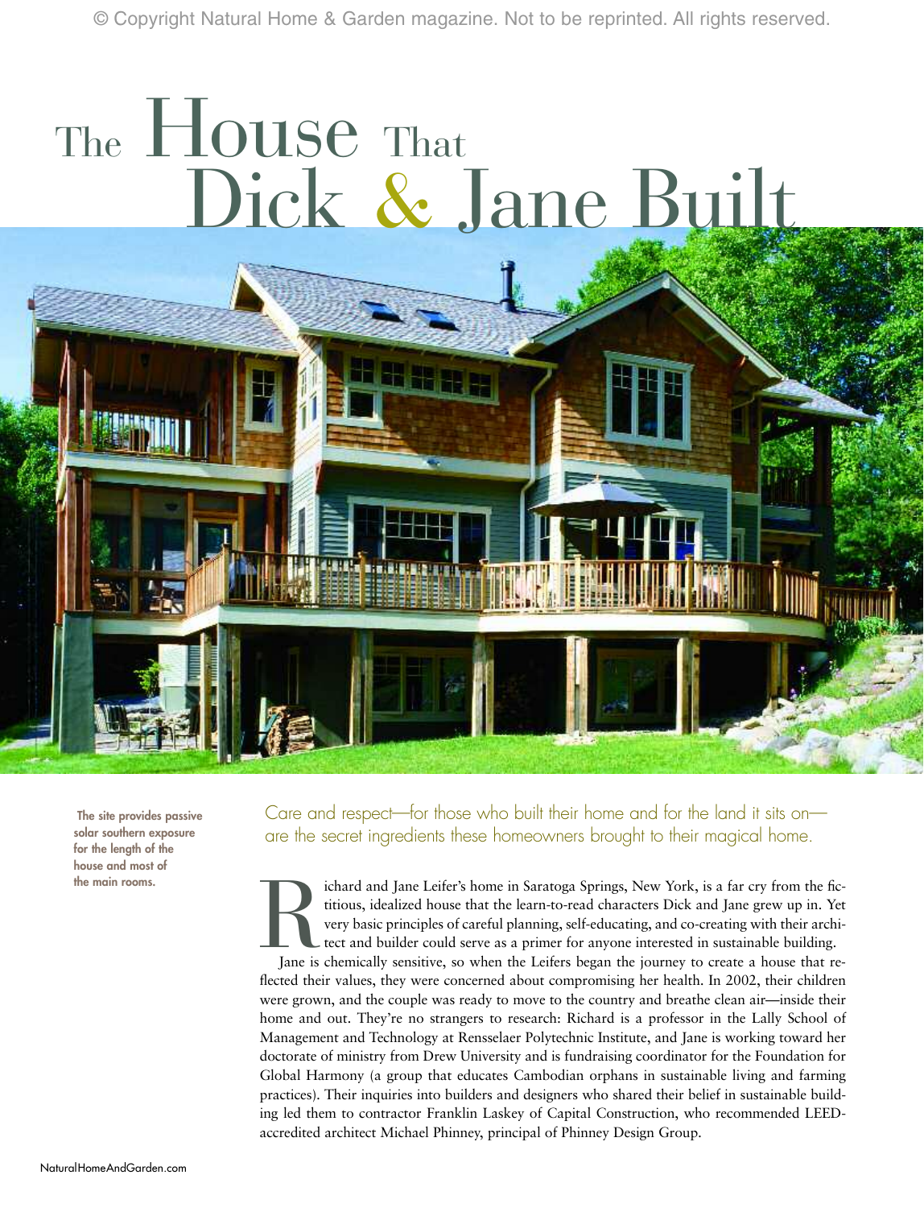# The House That Dick & Jane Built

The site provides passive solar southern exposure for the length of the house and most of the main rooms.

Care and respect—for those who built their home and for the land it sits on—are the secret ingredients these homeowners brought to their magical home.

Richard and Jane Leifer's home in Saratoga Springs, New York, is a far cry from the fictitious, idealized house that the learn-to-read characters Dick and Jane grew up in. Yet very basic principles of careful planning, self-educating, and co-creating with their architect and builder could serve as a primer for anyone interested in sustainable building.

Jane is chemically sensitive, so when the Leifers began the journey to create a house that reflected their values, they were concerned about compromising her health. In 2002, their children were grown, and the couple was ready to move to the country and breathe clean air—inside their home and out. They're no strangers to research: Richard is a professor in the Lally School of Management and Technology at Rensselaer Polytechnic Institute, and Jane is working toward her doctorate of ministry from Drew University and is fundraising coordinator for the Foundation for Global Harmony (a group that educates Cambodian orphans in sustainable living and farming practices). Their inquiries into builders and designers who shared their belief in sustainable building led them to contractor Franklin Laskey of Capital Construction, who recommended LEED-accredited architect Michael Phinney, principal of Phinney Design Group.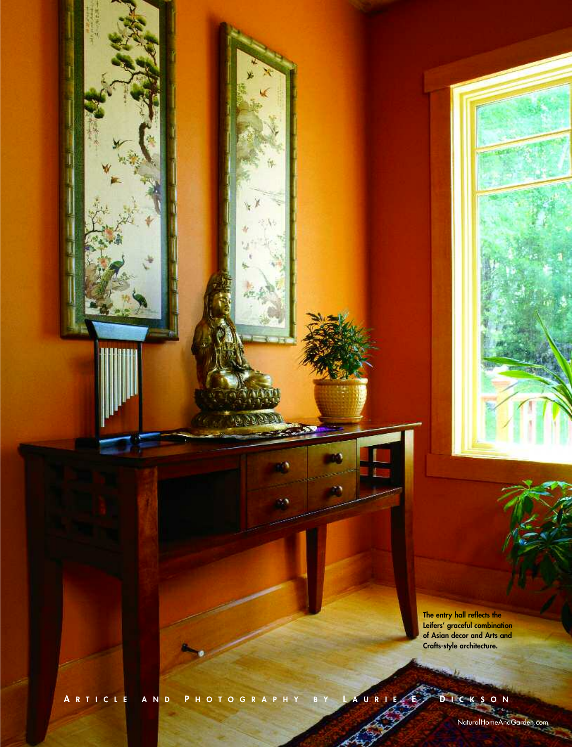The entry hall reflects the Leifers' graceful combination of Asian decor and Arts and Crafts-style architecture.

ARTICLE AND PHOTOGRAPHY BY LAURIE E. DICKSON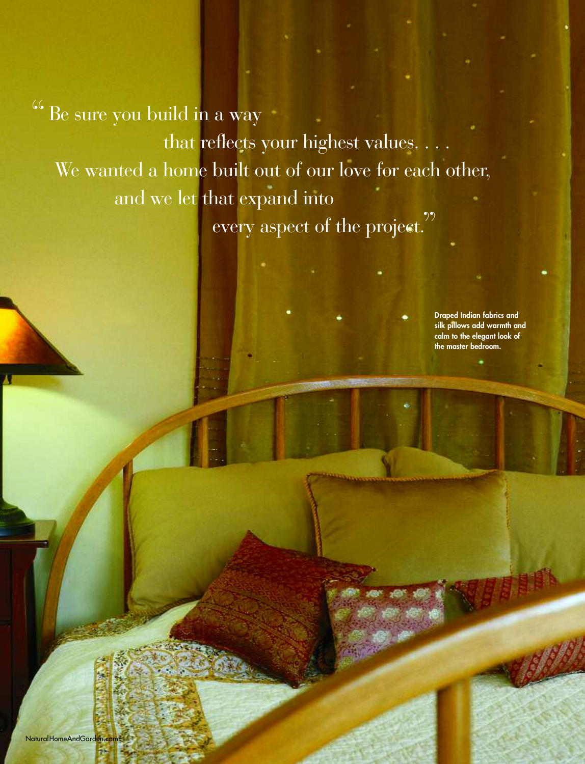"Be sure you build in a way that reflects your highest values. . . . We wanted a home built out of our love for each other, and we let that expand into every aspect of the project."

Draped Indian fabrics and silk pillows add warmth and calm to the elegant look of the master bedroom.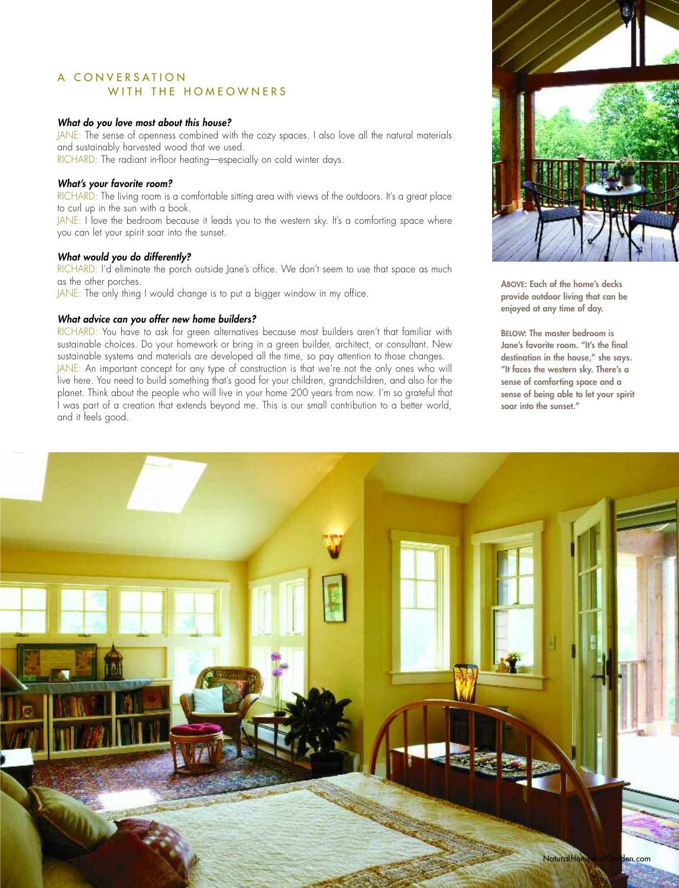## A CONVERSATION WITH THE HOMEOWNERS

***What do you love most about this house?***

JANE: The sense of openness combined with the cozy spaces. I also love all the natural materials and sustainably harvested wood that we used.

RICHARD: The radiant in-floor heating—especially on cold winter days.

***What's your favorite room?***

RICHARD: The living room is a comfortable sitting area with views of the outdoors. It's a great place to curl up in the sun with a book.

JANE: I love the bedroom because it leads you to the western sky. It's a comforting space where you can let your spirit soar into the sunset.

***What would you do differently?***

RICHARD: I'd eliminate the porch outside Jane's office. We don't seem to use that space as much as the other porches.

JANE: The only thing I would change is to put a bigger window in my office.

***What advice can you offer new home builders?***

RICHARD: You have to ask for green alternatives because most builders aren't that familiar with sustainable choices. Do your homework or bring in a green builder, architect, or consultant. New sustainable systems and materials are developed all the time, so pay attention to those changes.

JANE: An important concept for any type of construction is that we're not the only ones who will live here. You need to build something that's good for your children, grandchildren, and also for the planet. Think about the people who will live in your home 200 years from now. I'm so grateful that I was part of a creation that extends beyond me. This is our small contribution to a better world, and it feels good.

**ABOVE: Each of the home's decks provide outdoor living that can be enjoyed at any time of day.**

**BELOW: The master bedroom is Jane's favorite room. "It's the final destination in the house," she says. "It faces the western sky. There's a sense of comforting space and a sense of being able to let your spirit soar into the sunset."**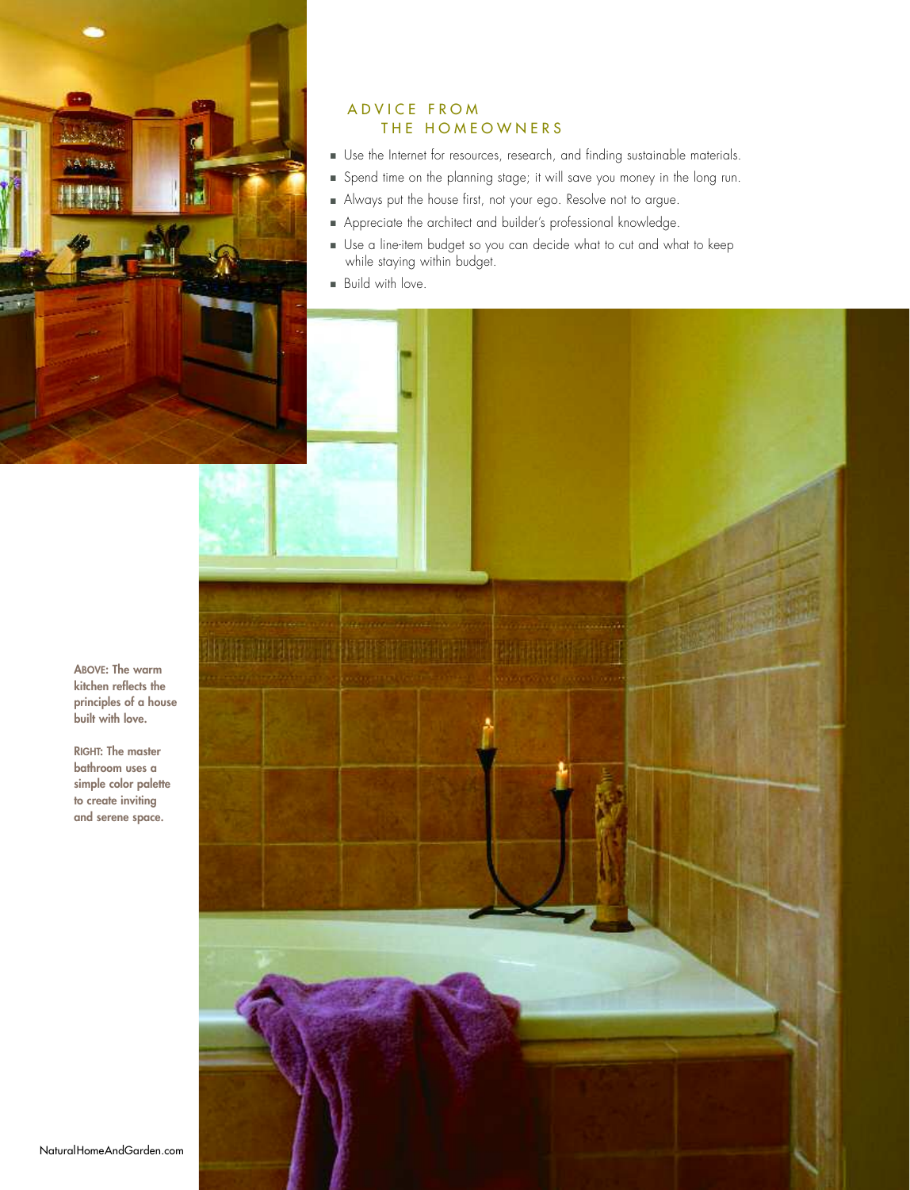## ADVICE FROM THE HOMEOWNERS

- Use the Internet for resources, research, and finding sustainable materials.
- Spend time on the planning stage; it will save you money in the long run.
- Always put the house first, not your ego. Resolve not to argue.
- Appreciate the architect and builder's professional knowledge.
- Use a line-item budget so you can decide what to cut and what to keep while staying within budget.
- Build with love.

**ABOVE: The warm kitchen reflects the principles of a house built with love.**

**RIGHT: The master bathroom uses a simple color palette to create inviting and serene space.**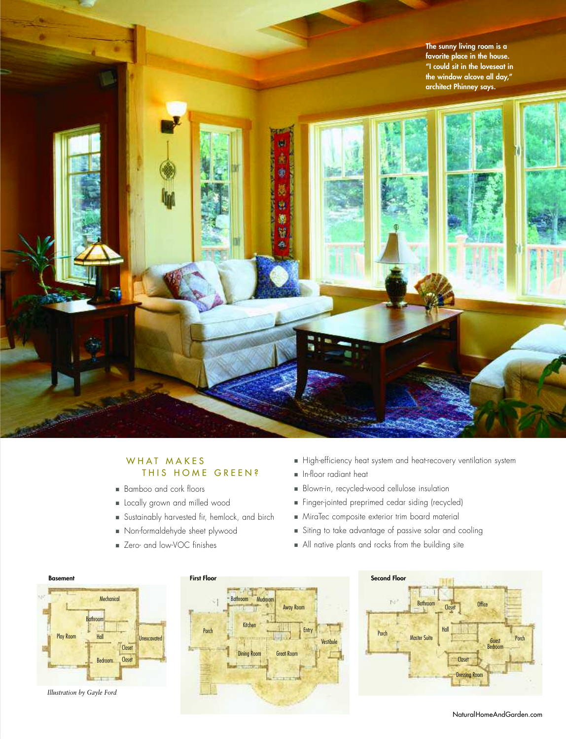The sunny living room is a favorite place in the house. "I could sit in the loveseat in the window alcove all day," architect Phinney says.

## WHAT MAKES THIS HOME GREEN?

- Bamboo and cork floors
- Locally grown and milled wood
- Sustainably harvested fir, hemlock, and birch
- Non-formaldehyde sheet plywood
- Zero- and low-VOC finishes
- High-efficiency heat system and heat-recovery ventilation system
- In-floor radiant heat
- Blown-in, recycled-wood cellulose insulation
- Finger-jointed preprimed cedar siding (recycled)
- MiraTec composite exterior trim board material
- Siting to take advantage of passive solar and cooling
- All native plants and rocks from the building site

**Basement**

Mechanical, Bathroom, Play Room, Hall, Unexcavated, Closet, Bedroom, Closet

*Illustration by Gayle Ford*

**First Floor**

Bathroom, Mudroom, Away Room, Porch, Kitchen, Entry, Vestibule, Dining Room, Great Room

**Second Floor**

Bathroom, Closet, Office, Porch, Hall, Master Suite, Guest Bedroom, Porch, Closet, Dressing Room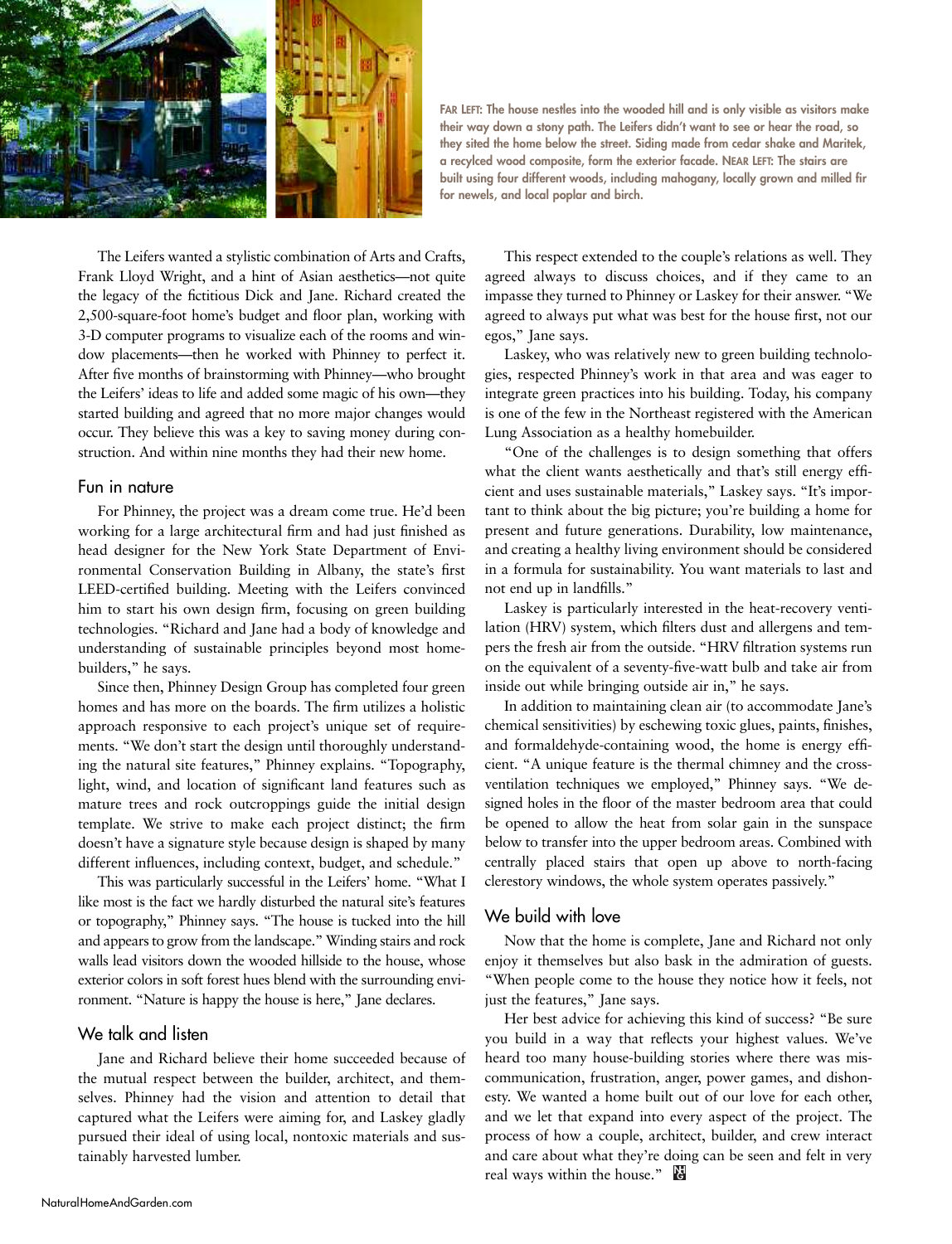**FAR LEFT:** The house nestles into the wooded hill and is only visible as visitors make their way down a stony path. The Leifers didn't want to see or hear the road, so they sited the home below the street. Siding made from cedar shake and Maritek, a recylced wood composite, form the exterior facade. **NEAR LEFT:** The stairs are built using four different woods, including mahogany, locally grown and milled fir for newels, and local poplar and birch.

The Leifers wanted a stylistic combination of Arts and Crafts, Frank Lloyd Wright, and a hint of Asian aesthetics—not quite the legacy of the fictitious Dick and Jane. Richard created the 2,500-square-foot home's budget and floor plan, working with 3-D computer programs to visualize each of the rooms and window placements—then he worked with Phinney to perfect it. After five months of brainstorming with Phinney—who brought the Leifers' ideas to life and added some magic of his own—they started building and agreed that no more major changes would occur. They believe this was a key to saving money during construction. And within nine months they had their new home.

## Fun in nature

For Phinney, the project was a dream come true. He'd been working for a large architectural firm and had just finished as head designer for the New York State Department of Environmental Conservation Building in Albany, the state's first LEED-certified building. Meeting with the Leifers convinced him to start his own design firm, focusing on green building technologies. "Richard and Jane had a body of knowledge and understanding of sustainable principles beyond most homebuilders," he says.

Since then, Phinney Design Group has completed four green homes and has more on the boards. The firm utilizes a holistic approach responsive to each project's unique set of requirements. "We don't start the design until thoroughly understanding the natural site features," Phinney explains. "Topography, light, wind, and location of significant land features such as mature trees and rock outcroppings guide the initial design template. We strive to make each project distinct; the firm doesn't have a signature style because design is shaped by many different influences, including context, budget, and schedule."

This was particularly successful in the Leifers' home. "What I like most is the fact we hardly disturbed the natural site's features or topography," Phinney says. "The house is tucked into the hill and appears to grow from the landscape." Winding stairs and rock walls lead visitors down the wooded hillside to the house, whose exterior colors in soft forest hues blend with the surrounding environment. "Nature is happy the house is here," Jane declares.

## We talk and listen

Jane and Richard believe their home succeeded because of the mutual respect between the builder, architect, and themselves. Phinney had the vision and attention to detail that captured what the Leifers were aiming for, and Laskey gladly pursued their ideal of using local, nontoxic materials and sustainably harvested lumber.

This respect extended to the couple's relations as well. They agreed always to discuss choices, and if they came to an impasse they turned to Phinney or Laskey for their answer. "We agreed to always put what was best for the house first, not our egos," Jane says.

Laskey, who was relatively new to green building technologies, respected Phinney's work in that area and was eager to integrate green practices into his building. Today, his company is one of the few in the Northeast registered with the American Lung Association as a healthy homebuilder.

"One of the challenges is to design something that offers what the client wants aesthetically and that's still energy efficient and uses sustainable materials," Laskey says. "It's important to think about the big picture; you're building a home for present and future generations. Durability, low maintenance, and creating a healthy living environment should be considered in a formula for sustainability. You want materials to last and not end up in landfills."

Laskey is particularly interested in the heat-recovery ventilation (HRV) system, which filters dust and allergens and tempers the fresh air from the outside. "HRV filtration systems run on the equivalent of a seventy-five-watt bulb and take air from inside out while bringing outside air in," he says.

In addition to maintaining clean air (to accommodate Jane's chemical sensitivities) by eschewing toxic glues, paints, finishes, and formaldehyde-containing wood, the home is energy efficient. "A unique feature is the thermal chimney and the cross-ventilation techniques we employed," Phinney says. "We designed holes in the floor of the master bedroom area that could be opened to allow the heat from solar gain in the sunspace below to transfer into the upper bedroom areas. Combined with centrally placed stairs that open up above to north-facing clerestory windows, the whole system operates passively."

## We build with love

Now that the home is complete, Jane and Richard not only enjoy it themselves but also bask in the admiration of guests. "When people come to the house they notice how it feels, not just the features," Jane says.

Her best advice for achieving this kind of success? "Be sure you build in a way that reflects your highest values. We've heard too many house-building stories where there was miscommunication, frustration, anger, power games, and dishonesty. We wanted a home built out of our love for each other, and we let that expand into every aspect of the project. The process of how a couple, architect, builder, and crew interact and care about what they're doing can be seen and felt in very real ways within the house."